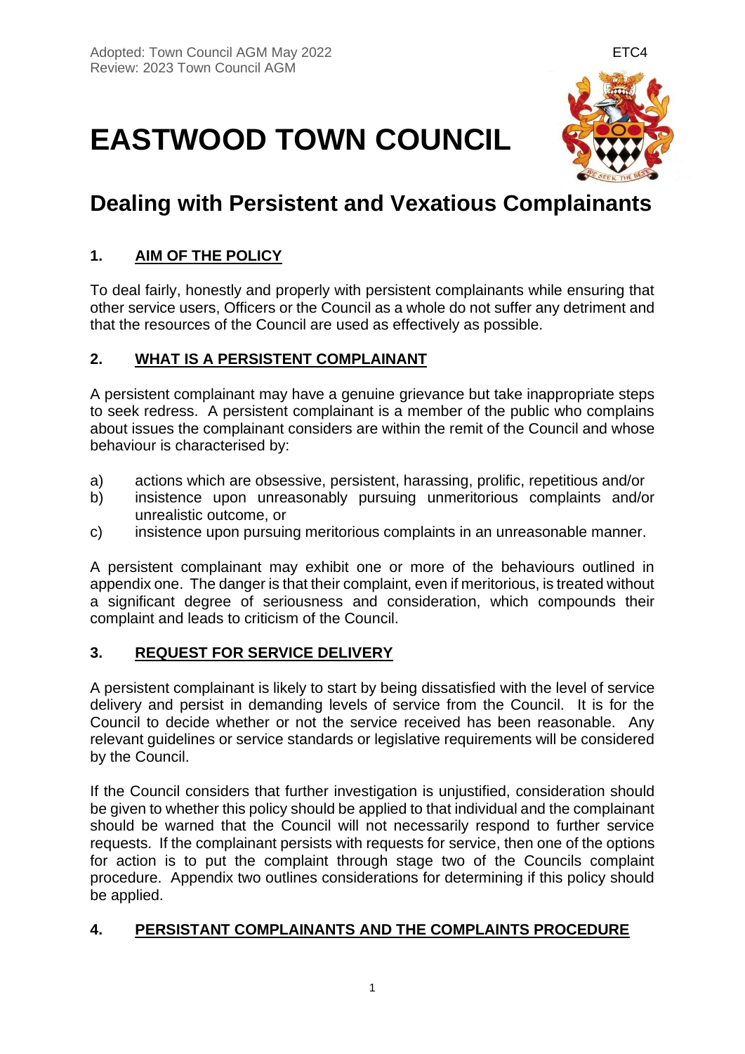Adopted: Town Council AGM May 2022
Review: 2023 Town Council AGM

ETC4

# EASTWOOD TOWN COUNCIL

## Dealing with Persistent and Vexatious Complainants

### 1. AIM OF THE POLICY

To deal fairly, honestly and properly with persistent complainants while ensuring that other service users, Officers or the Council as a whole do not suffer any detriment and that the resources of the Council are used as effectively as possible.

### 2. WHAT IS A PERSISTENT COMPLAINANT

A persistent complainant may have a genuine grievance but take inappropriate steps to seek redress. A persistent complainant is a member of the public who complains about issues the complainant considers are within the remit of the Council and whose behaviour is characterised by:

a) actions which are obsessive, persistent, harassing, prolific, repetitious and/or
b) insistence upon unreasonably pursuing unmeritorious complaints and/or unrealistic outcome, or
c) insistence upon pursuing meritorious complaints in an unreasonable manner.

A persistent complainant may exhibit one or more of the behaviours outlined in appendix one. The danger is that their complaint, even if meritorious, is treated without a significant degree of seriousness and consideration, which compounds their complaint and leads to criticism of the Council.

### 3. REQUEST FOR SERVICE DELIVERY

A persistent complainant is likely to start by being dissatisfied with the level of service delivery and persist in demanding levels of service from the Council. It is for the Council to decide whether or not the service received has been reasonable. Any relevant guidelines or service standards or legislative requirements will be considered by the Council.

If the Council considers that further investigation is unjustified, consideration should be given to whether this policy should be applied to that individual and the complainant should be warned that the Council will not necessarily respond to further service requests. If the complainant persists with requests for service, then one of the options for action is to put the complaint through stage two of the Councils complaint procedure. Appendix two outlines considerations for determining if this policy should be applied.

### 4. PERSISTANT COMPLAINANTS AND THE COMPLAINTS PROCEDURE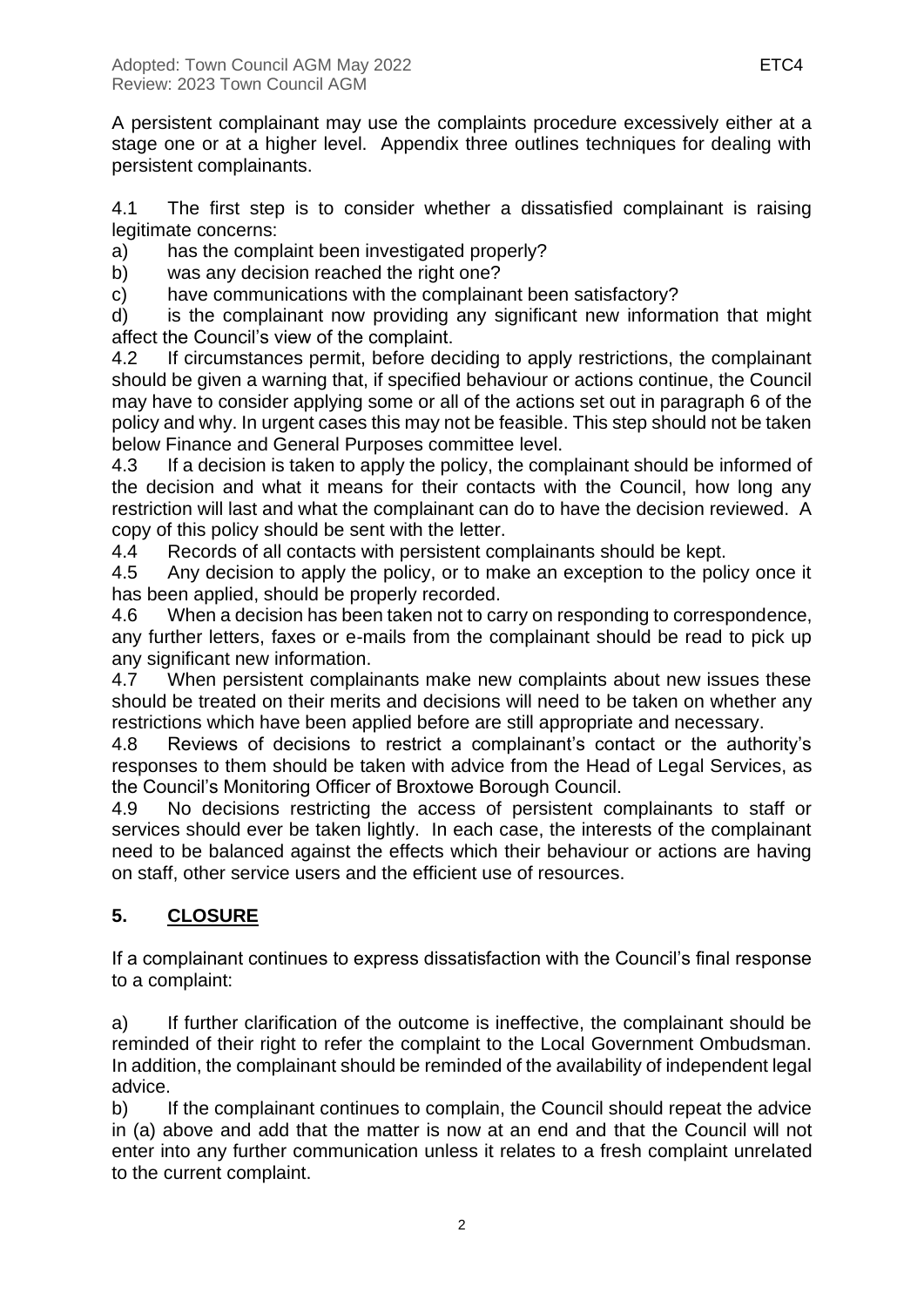A persistent complainant may use the complaints procedure excessively either at a stage one or at a higher level. Appendix three outlines techniques for dealing with persistent complainants.

4.1 The first step is to consider whether a dissatisfied complainant is raising legitimate concerns:

a) has the complaint been investigated properly?

b) was any decision reached the right one?

c) have communications with the complainant been satisfactory?

d) is the complainant now providing any significant new information that might affect the Council's view of the complaint.

4.2 If circumstances permit, before deciding to apply restrictions, the complainant should be given a warning that, if specified behaviour or actions continue, the Council may have to consider applying some or all of the actions set out in paragraph 6 of the policy and why. In urgent cases this may not be feasible. This step should not be taken below Finance and General Purposes committee level.

4.3 If a decision is taken to apply the policy, the complainant should be informed of the decision and what it means for their contacts with the Council, how long any restriction will last and what the complainant can do to have the decision reviewed. A copy of this policy should be sent with the letter.

4.4 Records of all contacts with persistent complainants should be kept.

4.5 Any decision to apply the policy, or to make an exception to the policy once it has been applied, should be properly recorded.

4.6 When a decision has been taken not to carry on responding to correspondence, any further letters, faxes or e-mails from the complainant should be read to pick up any significant new information.

4.7 When persistent complainants make new complaints about new issues these should be treated on their merits and decisions will need to be taken on whether any restrictions which have been applied before are still appropriate and necessary.

4.8 Reviews of decisions to restrict a complainant's contact or the authority's responses to them should be taken with advice from the Head of Legal Services, as the Council's Monitoring Officer of Broxtowe Borough Council.

4.9 No decisions restricting the access of persistent complainants to staff or services should ever be taken lightly. In each case, the interests of the complainant need to be balanced against the effects which their behaviour or actions are having on staff, other service users and the efficient use of resources.

## 5. CLOSURE

If a complainant continues to express dissatisfaction with the Council's final response to a complaint:

a) If further clarification of the outcome is ineffective, the complainant should be reminded of their right to refer the complaint to the Local Government Ombudsman. In addition, the complainant should be reminded of the availability of independent legal advice.

b) If the complainant continues to complain, the Council should repeat the advice in (a) above and add that the matter is now at an end and that the Council will not enter into any further communication unless it relates to a fresh complaint unrelated to the current complaint.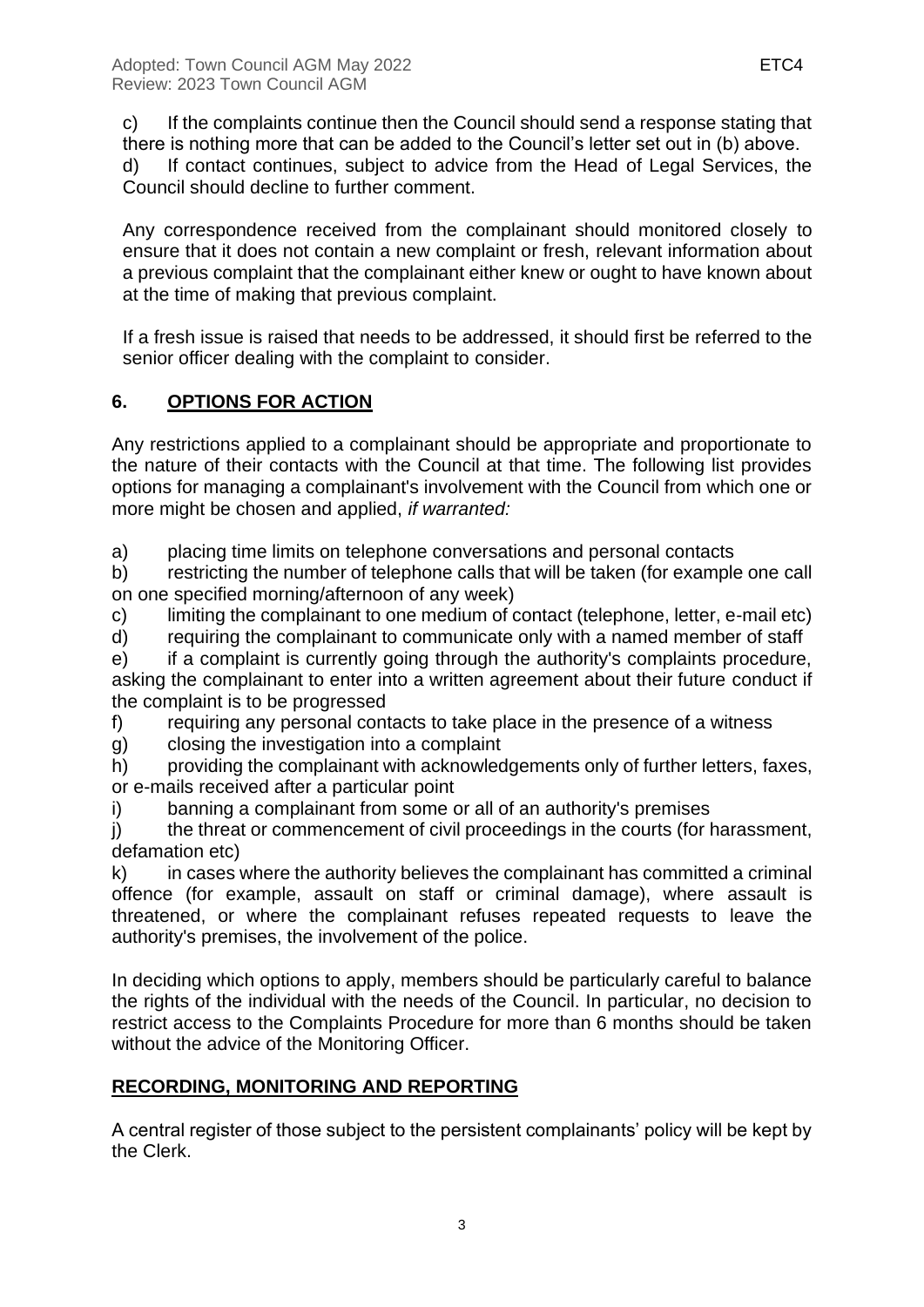c) If the complaints continue then the Council should send a response stating that there is nothing more that can be added to the Council's letter set out in (b) above.

d) If contact continues, subject to advice from the Head of Legal Services, the Council should decline to further comment.

Any correspondence received from the complainant should monitored closely to ensure that it does not contain a new complaint or fresh, relevant information about a previous complaint that the complainant either knew or ought to have known about at the time of making that previous complaint.

If a fresh issue is raised that needs to be addressed, it should first be referred to the senior officer dealing with the complaint to consider.

## 6. OPTIONS FOR ACTION

Any restrictions applied to a complainant should be appropriate and proportionate to the nature of their contacts with the Council at that time. The following list provides options for managing a complainant's involvement with the Council from which one or more might be chosen and applied, *if warranted:*

a) placing time limits on telephone conversations and personal contacts

b) restricting the number of telephone calls that will be taken (for example one call on one specified morning/afternoon of any week)

c) limiting the complainant to one medium of contact (telephone, letter, e-mail etc)

d) requiring the complainant to communicate only with a named member of staff

e) if a complaint is currently going through the authority's complaints procedure, asking the complainant to enter into a written agreement about their future conduct if the complaint is to be progressed

f) requiring any personal contacts to take place in the presence of a witness

g) closing the investigation into a complaint

h) providing the complainant with acknowledgements only of further letters, faxes, or e-mails received after a particular point

i) banning a complainant from some or all of an authority's premises

j) the threat or commencement of civil proceedings in the courts (for harassment, defamation etc)

k) in cases where the authority believes the complainant has committed a criminal offence (for example, assault on staff or criminal damage), where assault is threatened, or where the complainant refuses repeated requests to leave the authority's premises, the involvement of the police.

In deciding which options to apply, members should be particularly careful to balance the rights of the individual with the needs of the Council. In particular, no decision to restrict access to the Complaints Procedure for more than 6 months should be taken without the advice of the Monitoring Officer.

## RECORDING, MONITORING AND REPORTING

A central register of those subject to the persistent complainants' policy will be kept by the Clerk.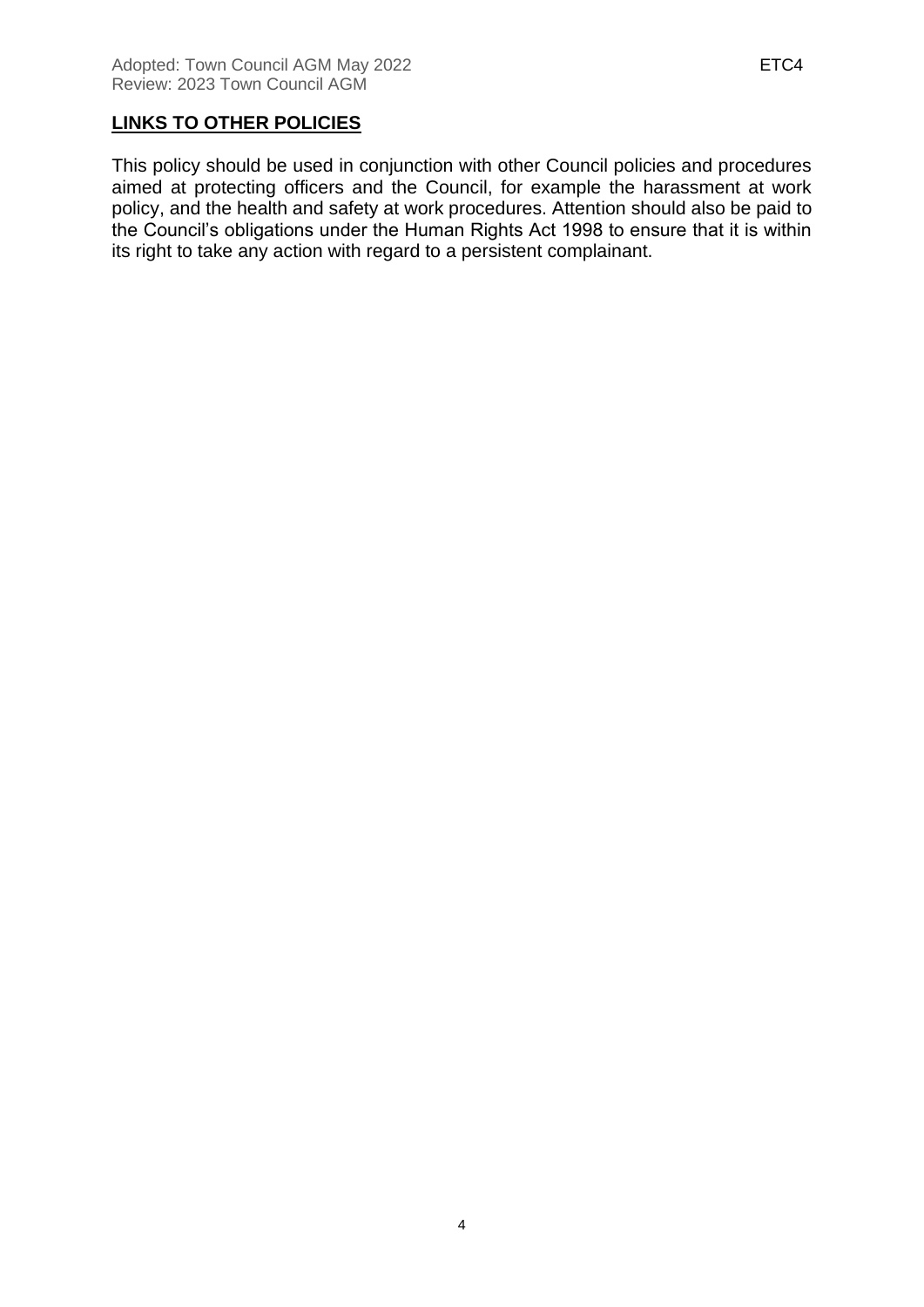## LINKS TO OTHER POLICIES

This policy should be used in conjunction with other Council policies and procedures aimed at protecting officers and the Council, for example the harassment at work policy, and the health and safety at work procedures. Attention should also be paid to the Council's obligations under the Human Rights Act 1998 to ensure that it is within its right to take any action with regard to a persistent complainant.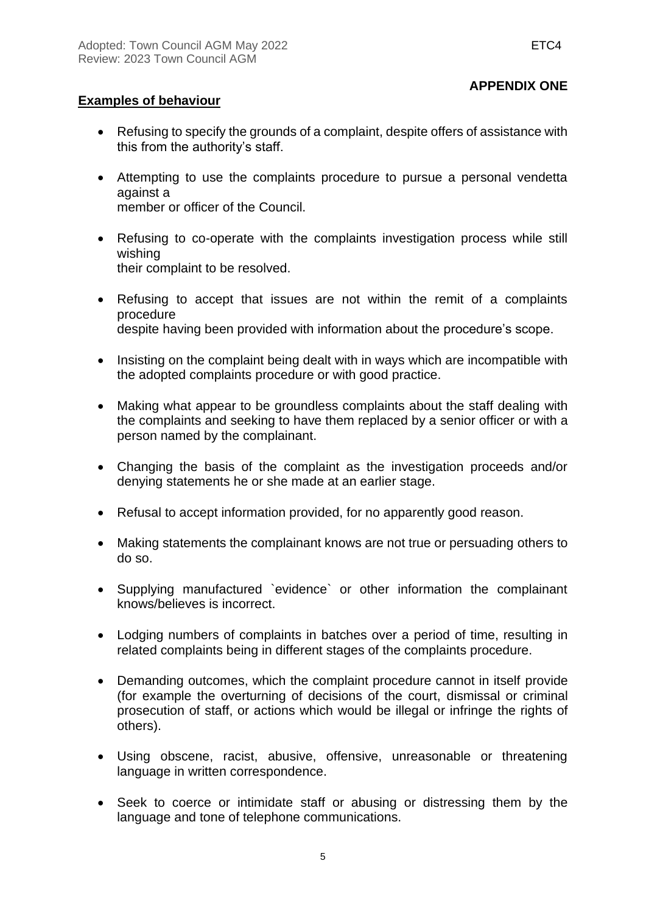**APPENDIX ONE**

## Examples of behaviour

- Refusing to specify the grounds of a complaint, despite offers of assistance with this from the authority's staff.
- Attempting to use the complaints procedure to pursue a personal vendetta against a member or officer of the Council.
- Refusing to co-operate with the complaints investigation process while still wishing their complaint to be resolved.
- Refusing to accept that issues are not within the remit of a complaints procedure despite having been provided with information about the procedure's scope.
- Insisting on the complaint being dealt with in ways which are incompatible with the adopted complaints procedure or with good practice.
- Making what appear to be groundless complaints about the staff dealing with the complaints and seeking to have them replaced by a senior officer or with a person named by the complainant.
- Changing the basis of the complaint as the investigation proceeds and/or denying statements he or she made at an earlier stage.
- Refusal to accept information provided, for no apparently good reason.
- Making statements the complainant knows are not true or persuading others to do so.
- Supplying manufactured `evidence` or other information the complainant knows/believes is incorrect.
- Lodging numbers of complaints in batches over a period of time, resulting in related complaints being in different stages of the complaints procedure.
- Demanding outcomes, which the complaint procedure cannot in itself provide (for example the overturning of decisions of the court, dismissal or criminal prosecution of staff, or actions which would be illegal or infringe the rights of others).
- Using obscene, racist, abusive, offensive, unreasonable or threatening language in written correspondence.
- Seek to coerce or intimidate staff or abusing or distressing them by the language and tone of telephone communications.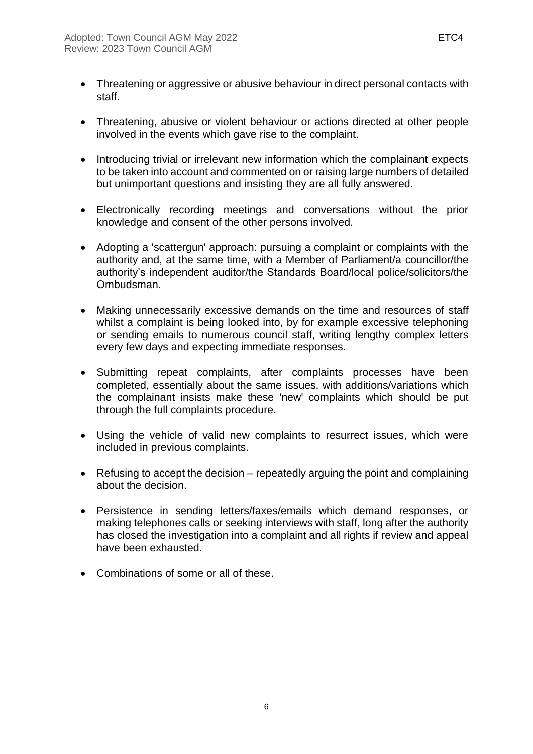- Threatening or aggressive or abusive behaviour in direct personal contacts with staff.

- Threatening, abusive or violent behaviour or actions directed at other people involved in the events which gave rise to the complaint.

- Introducing trivial or irrelevant new information which the complainant expects to be taken into account and commented on or raising large numbers of detailed but unimportant questions and insisting they are all fully answered.

- Electronically recording meetings and conversations without the prior knowledge and consent of the other persons involved.

- Adopting a 'scattergun' approach: pursuing a complaint or complaints with the authority and, at the same time, with a Member of Parliament/a councillor/the authority's independent auditor/the Standards Board/local police/solicitors/the Ombudsman.

- Making unnecessarily excessive demands on the time and resources of staff whilst a complaint is being looked into, by for example excessive telephoning or sending emails to numerous council staff, writing lengthy complex letters every few days and expecting immediate responses.

- Submitting repeat complaints, after complaints processes have been completed, essentially about the same issues, with additions/variations which the complainant insists make these 'new' complaints which should be put through the full complaints procedure.

- Using the vehicle of valid new complaints to resurrect issues, which were included in previous complaints.

- Refusing to accept the decision – repeatedly arguing the point and complaining about the decision.

- Persistence in sending letters/faxes/emails which demand responses, or making telephones calls or seeking interviews with staff, long after the authority has closed the investigation into a complaint and all rights if review and appeal have been exhausted.

- Combinations of some or all of these.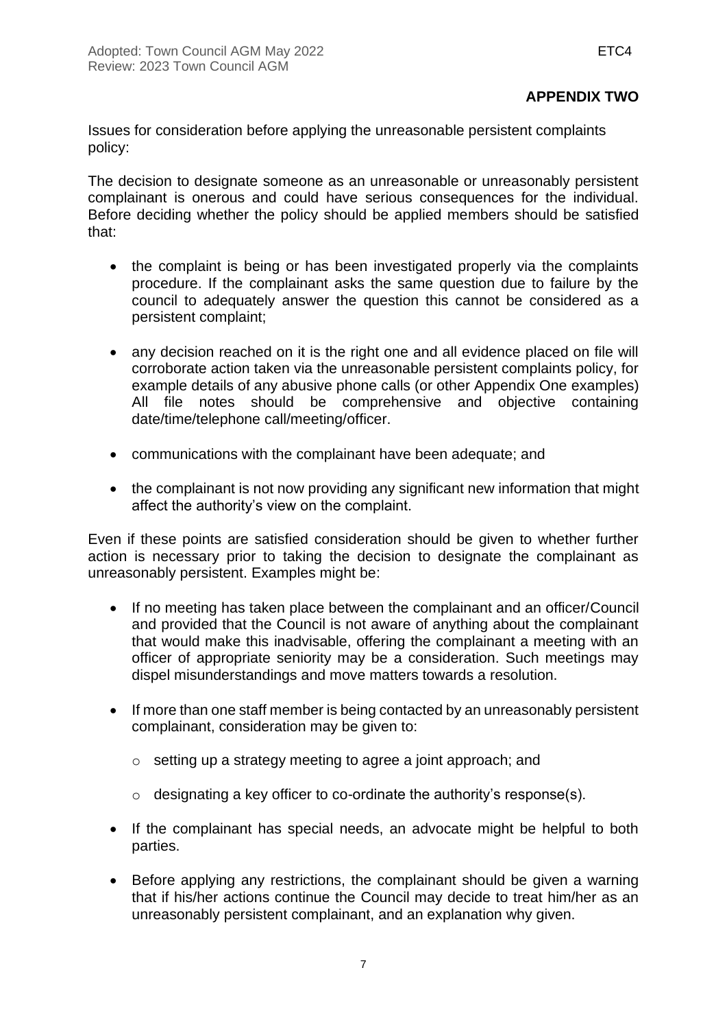## APPENDIX TWO

Issues for consideration before applying the unreasonable persistent complaints policy:

The decision to designate someone as an unreasonable or unreasonably persistent complainant is onerous and could have serious consequences for the individual. Before deciding whether the policy should be applied members should be satisfied that:

- the complaint is being or has been investigated properly via the complaints procedure. If the complainant asks the same question due to failure by the council to adequately answer the question this cannot be considered as a persistent complaint;
- any decision reached on it is the right one and all evidence placed on file will corroborate action taken via the unreasonable persistent complaints policy, for example details of any abusive phone calls (or other Appendix One examples) All file notes should be comprehensive and objective containing date/time/telephone call/meeting/officer.
- communications with the complainant have been adequate; and
- the complainant is not now providing any significant new information that might affect the authority's view on the complaint.

Even if these points are satisfied consideration should be given to whether further action is necessary prior to taking the decision to designate the complainant as unreasonably persistent. Examples might be:

- If no meeting has taken place between the complainant and an officer/Council and provided that the Council is not aware of anything about the complainant that would make this inadvisable, offering the complainant a meeting with an officer of appropriate seniority may be a consideration. Such meetings may dispel misunderstandings and move matters towards a resolution.
- If more than one staff member is being contacted by an unreasonably persistent complainant, consideration may be given to:
    - setting up a strategy meeting to agree a joint approach; and
    - designating a key officer to co-ordinate the authority's response(s).
- If the complainant has special needs, an advocate might be helpful to both parties.
- Before applying any restrictions, the complainant should be given a warning that if his/her actions continue the Council may decide to treat him/her as an unreasonably persistent complainant, and an explanation why given.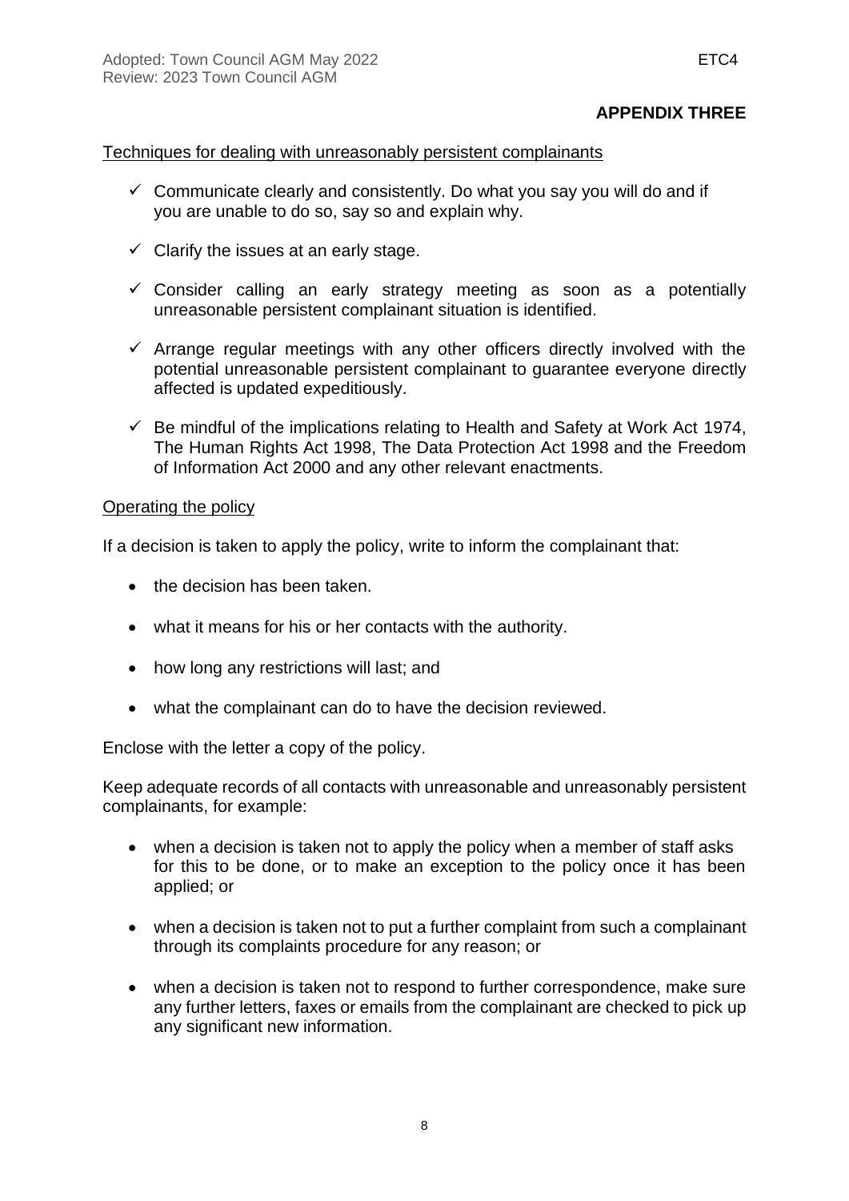**APPENDIX THREE**

Techniques for dealing with unreasonably persistent complainants

- ✓ Communicate clearly and consistently. Do what you say you will do and if you are unable to do so, say so and explain why.
- ✓ Clarify the issues at an early stage.
- ✓ Consider calling an early strategy meeting as soon as a potentially unreasonable persistent complainant situation is identified.
- ✓ Arrange regular meetings with any other officers directly involved with the potential unreasonable persistent complainant to guarantee everyone directly affected is updated expeditiously.
- ✓ Be mindful of the implications relating to Health and Safety at Work Act 1974, The Human Rights Act 1998, The Data Protection Act 1998 and the Freedom of Information Act 2000 and any other relevant enactments.

Operating the policy

If a decision is taken to apply the policy, write to inform the complainant that:

- the decision has been taken.
- what it means for his or her contacts with the authority.
- how long any restrictions will last; and
- what the complainant can do to have the decision reviewed.

Enclose with the letter a copy of the policy.

Keep adequate records of all contacts with unreasonable and unreasonably persistent complainants, for example:

- when a decision is taken not to apply the policy when a member of staff asks for this to be done, or to make an exception to the policy once it has been applied; or
- when a decision is taken not to put a further complaint from such a complainant through its complaints procedure for any reason; or
- when a decision is taken not to respond to further correspondence, make sure any further letters, faxes or emails from the complainant are checked to pick up any significant new information.